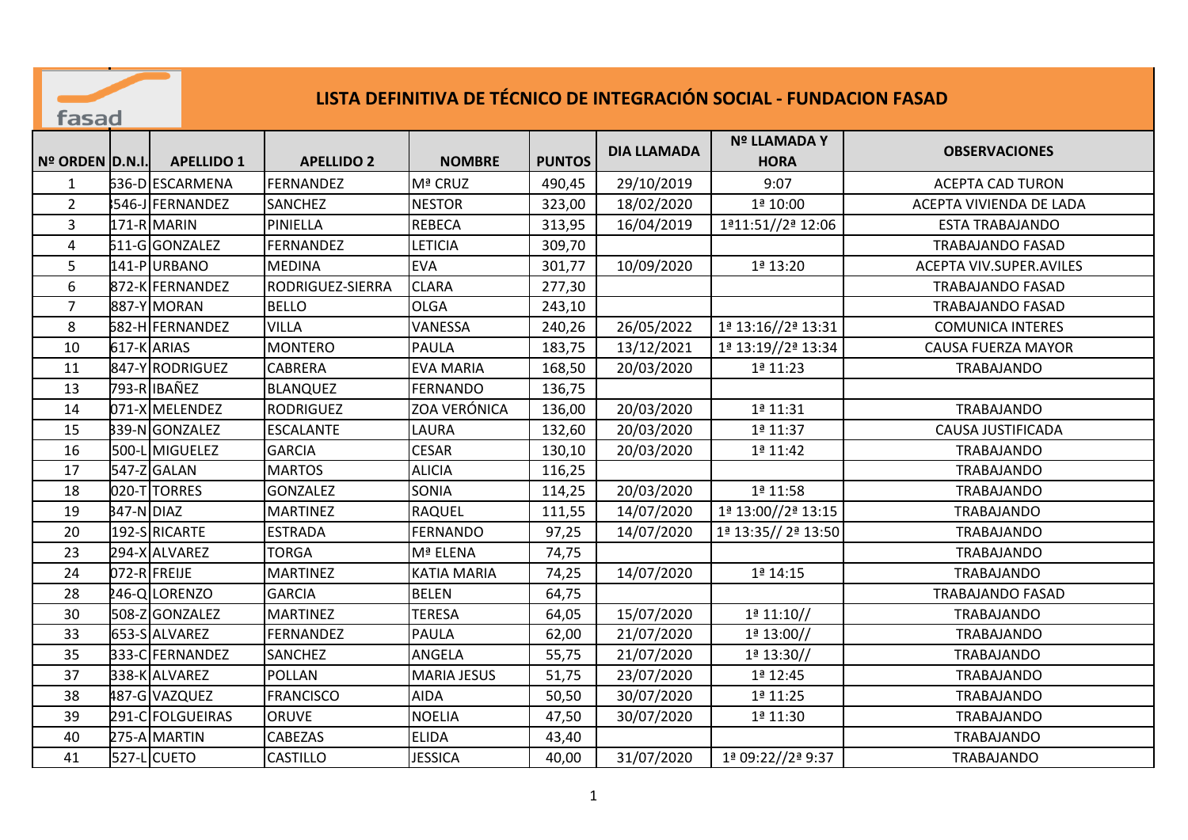# LISTA DEFINITIVA DE TÉCNICO DE INTEGRACIÓN SOCIAL - FUNDACION FASAD

| Nº ORDEN | D.N.I. | APELLIDO 1 | APELLIDO 2 | NOMBRE | PUNTOS | DIA LLAMADA | Nº LLAMADA Y HORA | OBSERVACIONES |
|---|---|---|---|---|---|---|---|---|
| 1 | 636-D | ESCARMENA | FERNANDEZ | Mª CRUZ | 490,45 | 29/10/2019 | 9:07 | ACEPTA CAD TURON |
| 2 | 546-J | FERNANDEZ | SANCHEZ | NESTOR | 323,00 | 18/02/2020 | 1ª 10:00 | ACEPTA VIVIENDA DE LADA |
| 3 | 171-R | MARIN | PINIELLA | REBECA | 313,95 | 16/04/2019 | 1ª11:51//2ª 12:06 | ESTA TRABAJANDO |
| 4 | 611-G | GONZALEZ | FERNANDEZ | LETICIA | 309,70 | | | TRABAJANDO FASAD |
| 5 | 141-P | URBANO | MEDINA | EVA | 301,77 | 10/09/2020 | 1ª 13:20 | ACEPTA VIV.SUPER.AVILES |
| 6 | 872-K | FERNANDEZ | RODRIGUEZ-SIERRA | CLARA | 277,30 | | | TRABAJANDO FASAD |
| 7 | 887-Y | MORAN | BELLO | OLGA | 243,10 | | | TRABAJANDO FASAD |
| 8 | 682-H | FERNANDEZ | VILLA | VANESSA | 240,26 | 26/05/2022 | 1ª 13:16//2ª 13:31 | COMUNICA INTERES |
| 10 | 617-K | ARIAS | MONTERO | PAULA | 183,75 | 13/12/2021 | 1ª 13:19//2ª 13:34 | CAUSA FUERZA MAYOR |
| 11 | 847-Y | RODRIGUEZ | CABRERA | EVA MARIA | 168,50 | 20/03/2020 | 1ª 11:23 | TRABAJANDO |
| 13 | 793-R | IBAÑEZ | BLANQUEZ | FERNANDO | 136,75 | | | |
| 14 | 071-X | MELENDEZ | RODRIGUEZ | ZOA VERÓNICA | 136,00 | 20/03/2020 | 1ª 11:31 | TRABAJANDO |
| 15 | 339-N | GONZALEZ | ESCALANTE | LAURA | 132,60 | 20/03/2020 | 1ª 11:37 | CAUSA JUSTIFICADA |
| 16 | 500-L | MIGUELEZ | GARCIA | CESAR | 130,10 | 20/03/2020 | 1ª 11:42 | TRABAJANDO |
| 17 | 547-Z | GALAN | MARTOS | ALICIA | 116,25 | | | TRABAJANDO |
| 18 | 020-T | TORRES | GONZALEZ | SONIA | 114,25 | 20/03/2020 | 1ª 11:58 | TRABAJANDO |
| 19 | 347-N | DIAZ | MARTINEZ | RAQUEL | 111,55 | 14/07/2020 | 1ª 13:00//2ª 13:15 | TRABAJANDO |
| 20 | 192-S | RICARTE | ESTRADA | FERNANDO | 97,25 | 14/07/2020 | 1ª 13:35// 2ª 13:50 | TRABAJANDO |
| 23 | 294-X | ALVAREZ | TORGA | Mª ELENA | 74,75 | | | TRABAJANDO |
| 24 | 072-R | FREIJE | MARTINEZ | KATIA MARIA | 74,25 | 14/07/2020 | 1ª 14:15 | TRABAJANDO |
| 28 | 246-Q | LORENZO | GARCIA | BELEN | 64,75 | | | TRABAJANDO FASAD |
| 30 | 508-Z | GONZALEZ | MARTINEZ | TERESA | 64,05 | 15/07/2020 | 1ª 11:10// | TRABAJANDO |
| 33 | 653-S | ALVAREZ | FERNANDEZ | PAULA | 62,00 | 21/07/2020 | 1ª 13:00// | TRABAJANDO |
| 35 | 333-C | FERNANDEZ | SANCHEZ | ANGELA | 55,75 | 21/07/2020 | 1ª 13:30// | TRABAJANDO |
| 37 | 338-K | ALVAREZ | POLLAN | MARIA JESUS | 51,75 | 23/07/2020 | 1ª 12:45 | TRABAJANDO |
| 38 | 487-G | VAZQUEZ | FRANCISCO | AIDA | 50,50 | 30/07/2020 | 1ª 11:25 | TRABAJANDO |
| 39 | 291-C | FOLGUEIRAS | ORUVE | NOELIA | 47,50 | 30/07/2020 | 1ª 11:30 | TRABAJANDO |
| 40 | 275-A | MARTIN | CABEZAS | ELIDA | 43,40 | | | TRABAJANDO |
| 41 | 527-L | CUETO | CASTILLO | JESSICA | 40,00 | 31/07/2020 | 1ª 09:22//2ª 9:37 | TRABAJANDO |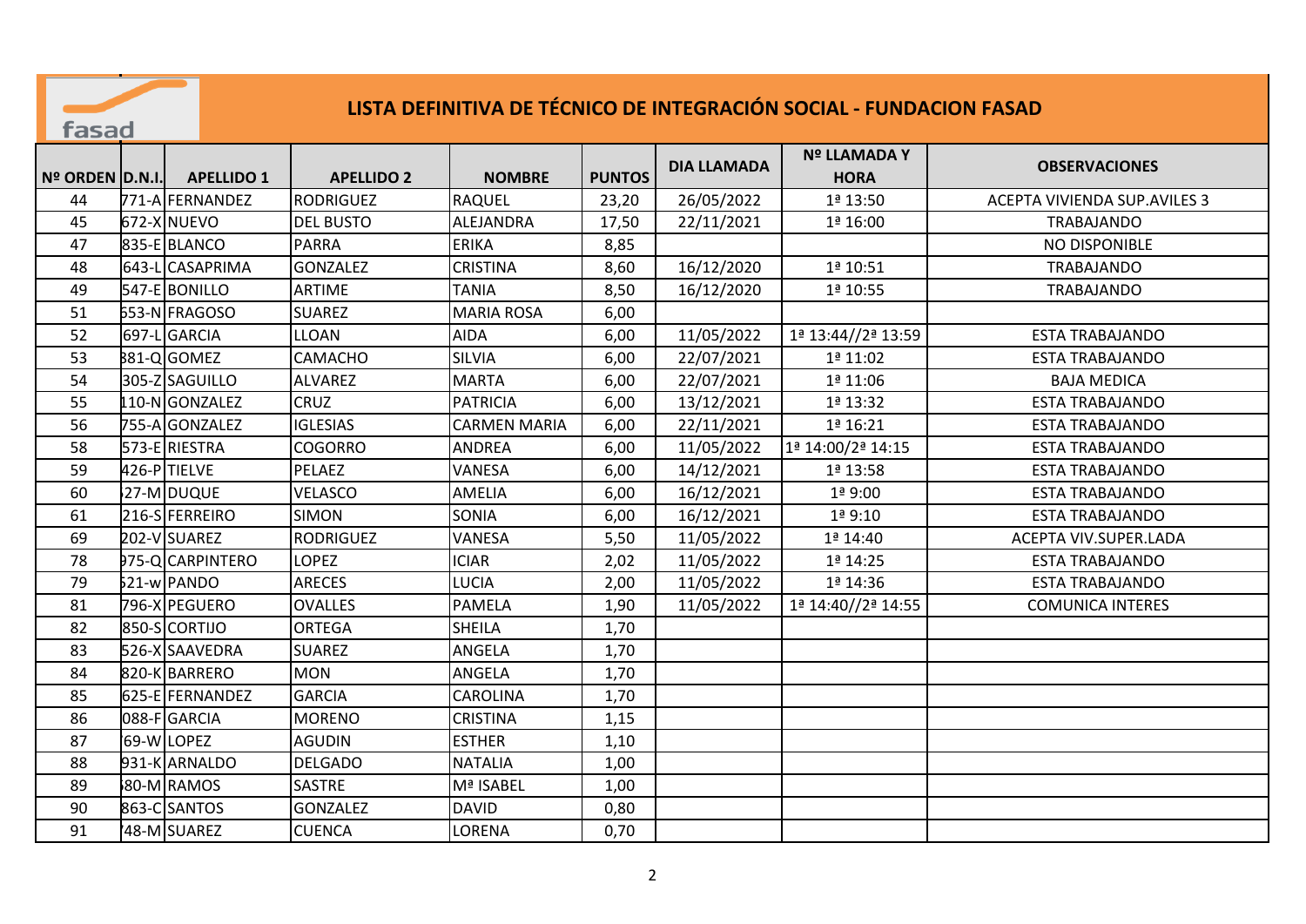# LISTA DEFINITIVA DE TÉCNICO DE INTEGRACIÓN SOCIAL - FUNDACION FASAD

| Nº ORDEN | D.N.I. | APELLIDO 1 | APELLIDO 2 | NOMBRE | PUNTOS | DIA LLAMADA | Nº LLAMADA Y HORA | OBSERVACIONES |
|---|---|---|---|---|---|---|---|---|
| 44 | 771-A | FERNANDEZ | RODRIGUEZ | RAQUEL | 23,20 | 26/05/2022 | 1ª 13:50 | ACEPTA VIVIENDA SUP.AVILES 3 |
| 45 | 672-X | NUEVO | DEL BUSTO | ALEJANDRA | 17,50 | 22/11/2021 | 1ª 16:00 | TRABAJANDO |
| 47 | 835-E | BLANCO | PARRA | ERIKA | 8,85 | | | NO DISPONIBLE |
| 48 | 643-L | CASAPRIMA | GONZALEZ | CRISTINA | 8,60 | 16/12/2020 | 1ª 10:51 | TRABAJANDO |
| 49 | 547-E | BONILLO | ARTIME | TANIA | 8,50 | 16/12/2020 | 1ª 10:55 | TRABAJANDO |
| 51 | 553-N | FRAGOSO | SUAREZ | MARIA ROSA | 6,00 | | | |
| 52 | 697-L | GARCIA | LLOAN | AIDA | 6,00 | 11/05/2022 | 1ª 13:44//2ª 13:59 | ESTA TRABAJANDO |
| 53 | 381-Q | GOMEZ | CAMACHO | SILVIA | 6,00 | 22/07/2021 | 1ª 11:02 | ESTA TRABAJANDO |
| 54 | 305-Z | SAGUILLO | ALVAREZ | MARTA | 6,00 | 22/07/2021 | 1ª 11:06 | BAJA MEDICA |
| 55 | 110-N | GONZALEZ | CRUZ | PATRICIA | 6,00 | 13/12/2021 | 1ª 13:32 | ESTA TRABAJANDO |
| 56 | 755-A | GONZALEZ | IGLESIAS | CARMEN MARIA | 6,00 | 22/11/2021 | 1ª 16:21 | ESTA TRABAJANDO |
| 58 | 573-E | RIESTRA | COGORRO | ANDREA | 6,00 | 11/05/2022 | 1ª 14:00/2ª 14:15 | ESTA TRABAJANDO |
| 59 | 426-P | TIELVE | PELAEZ | VANESA | 6,00 | 14/12/2021 | 1ª 13:58 | ESTA TRABAJANDO |
| 60 | 27-M | DUQUE | VELASCO | AMELIA | 6,00 | 16/12/2021 | 1ª 9:00 | ESTA TRABAJANDO |
| 61 | 216-S | FERREIRO | SIMON | SONIA | 6,00 | 16/12/2021 | 1ª 9:10 | ESTA TRABAJANDO |
| 69 | 202-V | SUAREZ | RODRIGUEZ | VANESA | 5,50 | 11/05/2022 | 1ª 14:40 | ACEPTA VIV.SUPER.LADA |
| 78 | 975-Q | CARPINTERO | LOPEZ | ICIAR | 2,02 | 11/05/2022 | 1ª 14:25 | ESTA TRABAJANDO |
| 79 | 521-w | PANDO | ARECES | LUCIA | 2,00 | 11/05/2022 | 1ª 14:36 | ESTA TRABAJANDO |
| 81 | 796-X | PEGUERO | OVALLES | PAMELA | 1,90 | 11/05/2022 | 1ª 14:40//2ª 14:55 | COMUNICA INTERES |
| 82 | 850-S | CORTIJO | ORTEGA | SHEILA | 1,70 | | | |
| 83 | 526-X | SAAVEDRA | SUAREZ | ANGELA | 1,70 | | | |
| 84 | 820-K | BARRERO | MON | ANGELA | 1,70 | | | |
| 85 | 625-E | FERNANDEZ | GARCIA | CAROLINA | 1,70 | | | |
| 86 | 088-F | GARCIA | MORENO | CRISTINA | 1,15 | | | |
| 87 | 69-W | LOPEZ | AGUDIN | ESTHER | 1,10 | | | |
| 88 | 931-K | ARNALDO | DELGADO | NATALIA | 1,00 | | | |
| 89 | 80-M | RAMOS | SASTRE | Mª ISABEL | 1,00 | | | |
| 90 | 863-C | SANTOS | GONZALEZ | DAVID | 0,80 | | | |
| 91 | 48-M | SUAREZ | CUENCA | LORENA | 0,70 | | | |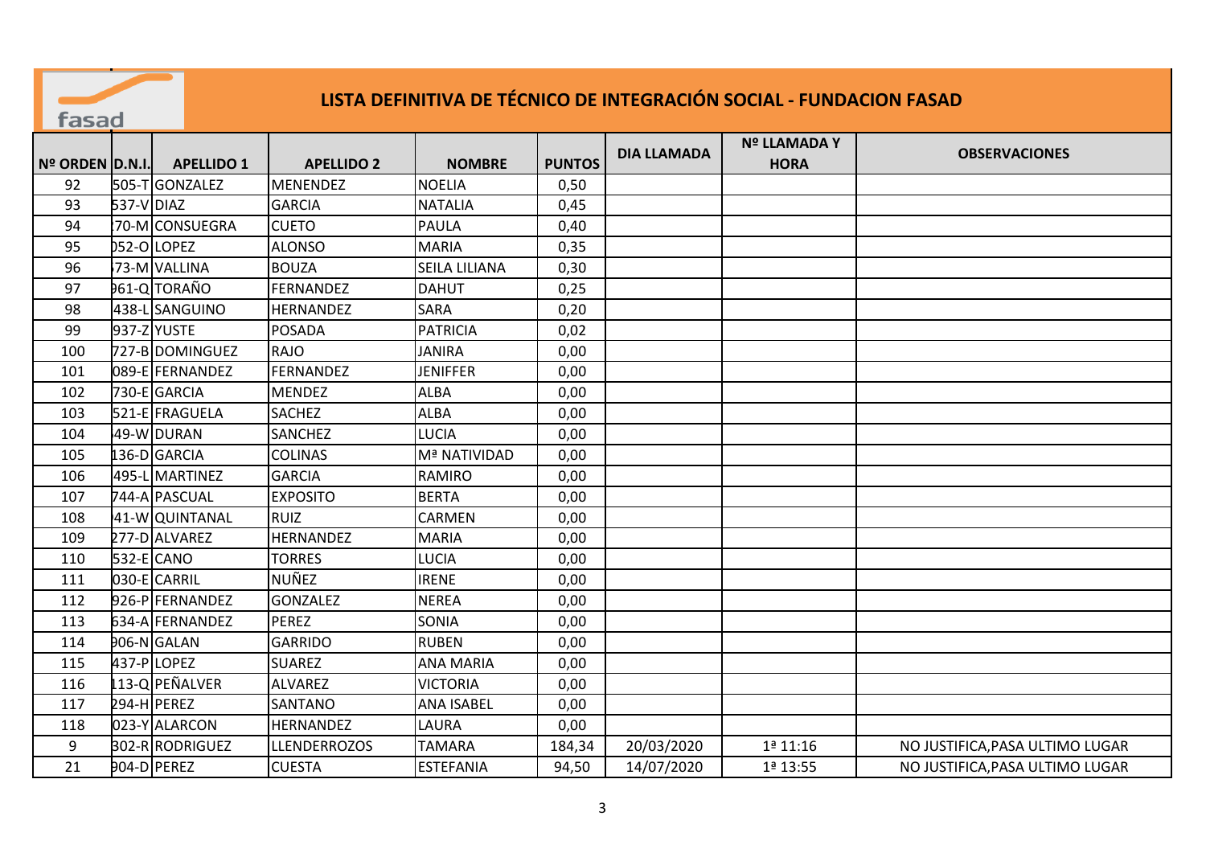# LISTA DEFINITIVA DE TÉCNICO DE INTEGRACIÓN SOCIAL - FUNDACION FASAD

| Nº ORDEN | D.N.I. | APELLIDO 1 | APELLIDO 2 | NOMBRE | PUNTOS | DIA LLAMADA | Nº LLAMADA Y HORA | OBSERVACIONES |
|---|---|---|---|---|---|---|---|---|
| 92 | 505-T | GONZALEZ | MENENDEZ | NOELIA | 0,50 | | | |
| 93 | 537-V | DIAZ | GARCIA | NATALIA | 0,45 | | | |
| 94 | 70-M | CONSUEGRA | CUETO | PAULA | 0,40 | | | |
| 95 | 052-O | LOPEZ | ALONSO | MARIA | 0,35 | | | |
| 96 | 73-M | VALLINA | BOUZA | SEILA LILIANA | 0,30 | | | |
| 97 | 961-Q | TORAÑO | FERNANDEZ | DAHUT | 0,25 | | | |
| 98 | 438-L | SANGUINO | HERNANDEZ | SARA | 0,20 | | | |
| 99 | 937-Z | YUSTE | POSADA | PATRICIA | 0,02 | | | |
| 100 | 727-B | DOMINGUEZ | RAJO | JANIRA | 0,00 | | | |
| 101 | 089-E | FERNANDEZ | FERNANDEZ | JENIFFER | 0,00 | | | |
| 102 | 730-E | GARCIA | MENDEZ | ALBA | 0,00 | | | |
| 103 | 521-E | FRAGUELA | SACHEZ | ALBA | 0,00 | | | |
| 104 | 49-W | DURAN | SANCHEZ | LUCIA | 0,00 | | | |
| 105 | 136-D | GARCIA | COLINAS | Mª NATIVIDAD | 0,00 | | | |
| 106 | 495-L | MARTINEZ | GARCIA | RAMIRO | 0,00 | | | |
| 107 | 744-A | PASCUAL | EXPOSITO | BERTA | 0,00 | | | |
| 108 | 41-W | QUINTANAL | RUIZ | CARMEN | 0,00 | | | |
| 109 | 277-D | ALVAREZ | HERNANDEZ | MARIA | 0,00 | | | |
| 110 | 532-E | CANO | TORRES | LUCIA | 0,00 | | | |
| 111 | 030-E | CARRIL | NUÑEZ | IRENE | 0,00 | | | |
| 112 | 926-P | FERNANDEZ | GONZALEZ | NEREA | 0,00 | | | |
| 113 | 634-A | FERNANDEZ | PEREZ | SONIA | 0,00 | | | |
| 114 | 906-N | GALAN | GARRIDO | RUBEN | 0,00 | | | |
| 115 | 437-P | LOPEZ | SUAREZ | ANA MARIA | 0,00 | | | |
| 116 | 113-Q | PEÑALVER | ALVAREZ | VICTORIA | 0,00 | | | |
| 117 | 294-H | PEREZ | SANTANO | ANA ISABEL | 0,00 | | | |
| 118 | 023-Y | ALARCON | HERNANDEZ | LAURA | 0,00 | | | |
| 9 | 302-R | RODRIGUEZ | LLENDERROZOS | TAMARA | 184,34 | 20/03/2020 | 1ª 11:16 | NO JUSTIFICA,PASA ULTIMO LUGAR |
| 21 | 904-D | PEREZ | CUESTA | ESTEFANIA | 94,50 | 14/07/2020 | 1ª 13:55 | NO JUSTIFICA,PASA ULTIMO LUGAR |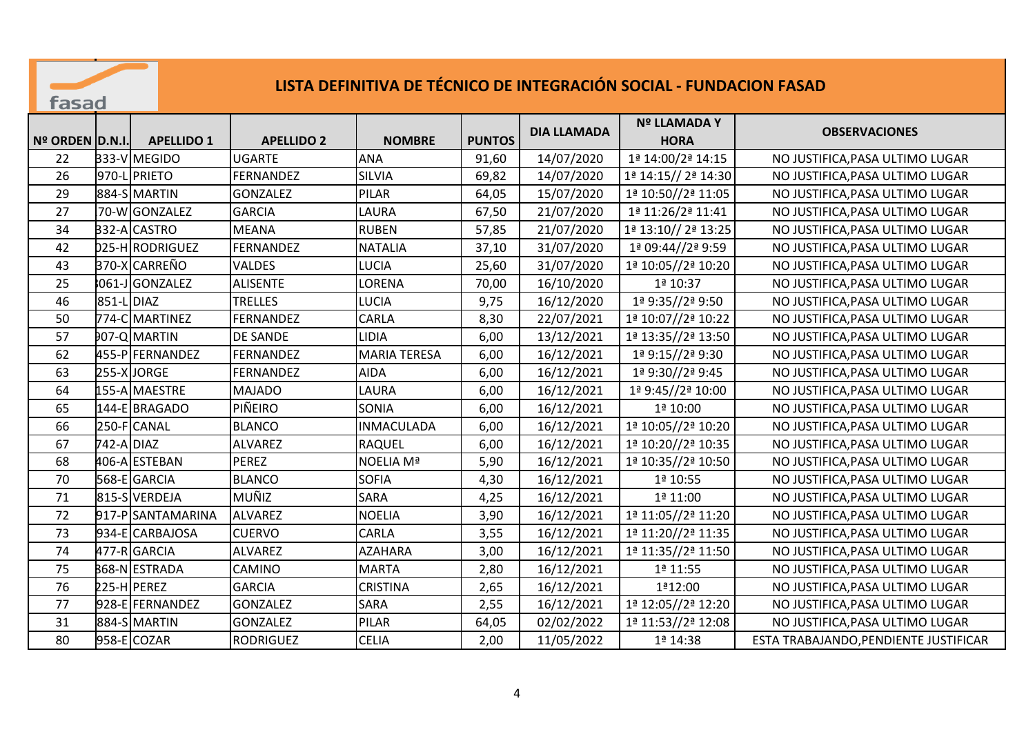# LISTA DEFINITIVA DE TÉCNICO DE INTEGRACIÓN SOCIAL - FUNDACION FASAD

| Nº ORDEN | D.N.I. | APELLIDO 1 | APELLIDO 2 | NOMBRE | PUNTOS | DIA LLAMADA | Nº LLAMADA Y HORA | OBSERVACIONES |
|---|---|---|---|---|---|---|---|---|
| 22 | 333-V | MEGIDO | UGARTE | ANA | 91,60 | 14/07/2020 | 1ª 14:00/2ª 14:15 | NO JUSTIFICA,PASA ULTIMO LUGAR |
| 26 | 970-L | PRIETO | FERNANDEZ | SILVIA | 69,82 | 14/07/2020 | 1ª 14:15// 2ª 14:30 | NO JUSTIFICA,PASA ULTIMO LUGAR |
| 29 | 884-S | MARTIN | GONZALEZ | PILAR | 64,05 | 15/07/2020 | 1ª 10:50//2ª 11:05 | NO JUSTIFICA,PASA ULTIMO LUGAR |
| 27 | 70-W | GONZALEZ | GARCIA | LAURA | 67,50 | 21/07/2020 | 1ª 11:26/2ª 11:41 | NO JUSTIFICA,PASA ULTIMO LUGAR |
| 34 | 332-A | CASTRO | MEANA | RUBEN | 57,85 | 21/07/2020 | 1ª 13:10// 2ª 13:25 | NO JUSTIFICA,PASA ULTIMO LUGAR |
| 42 | 025-H | RODRIGUEZ | FERNANDEZ | NATALIA | 37,10 | 31/07/2020 | 1ª 09:44//2ª 9:59 | NO JUSTIFICA,PASA ULTIMO LUGAR |
| 43 | 370-X | CARREÑO | VALDES | LUCIA | 25,60 | 31/07/2020 | 1ª 10:05//2ª 10:20 | NO JUSTIFICA,PASA ULTIMO LUGAR |
| 25 | 061-J | GONZALEZ | ALISENTE | LORENA | 70,00 | 16/10/2020 | 1ª 10:37 | NO JUSTIFICA,PASA ULTIMO LUGAR |
| 46 | 851-L | DIAZ | TRELLES | LUCIA | 9,75 | 16/12/2020 | 1ª 9:35//2ª 9:50 | NO JUSTIFICA,PASA ULTIMO LUGAR |
| 50 | 774-C | MARTINEZ | FERNANDEZ | CARLA | 8,30 | 22/07/2021 | 1ª 10:07//2ª 10:22 | NO JUSTIFICA,PASA ULTIMO LUGAR |
| 57 | 907-Q | MARTIN | DE SANDE | LIDIA | 6,00 | 13/12/2021 | 1ª 13:35//2ª 13:50 | NO JUSTIFICA,PASA ULTIMO LUGAR |
| 62 | 455-P | FERNANDEZ | FERNANDEZ | MARIA TERESA | 6,00 | 16/12/2021 | 1ª 9:15//2ª 9:30 | NO JUSTIFICA,PASA ULTIMO LUGAR |
| 63 | 255-X | JORGE | FERNANDEZ | AIDA | 6,00 | 16/12/2021 | 1ª 9:30//2ª 9:45 | NO JUSTIFICA,PASA ULTIMO LUGAR |
| 64 | 155-A | MAESTRE | MAJADO | LAURA | 6,00 | 16/12/2021 | 1ª 9:45//2ª 10:00 | NO JUSTIFICA,PASA ULTIMO LUGAR |
| 65 | 144-E | BRAGADO | PIÑEIRO | SONIA | 6,00 | 16/12/2021 | 1ª 10:00 | NO JUSTIFICA,PASA ULTIMO LUGAR |
| 66 | 250-F | CANAL | BLANCO | INMACULADA | 6,00 | 16/12/2021 | 1ª 10:05//2ª 10:20 | NO JUSTIFICA,PASA ULTIMO LUGAR |
| 67 | 742-A | DIAZ | ALVAREZ | RAQUEL | 6,00 | 16/12/2021 | 1ª 10:20//2ª 10:35 | NO JUSTIFICA,PASA ULTIMO LUGAR |
| 68 | 406-A | ESTEBAN | PEREZ | NOELIA Mª | 5,90 | 16/12/2021 | 1ª 10:35//2ª 10:50 | NO JUSTIFICA,PASA ULTIMO LUGAR |
| 70 | 568-E | GARCIA | BLANCO | SOFIA | 4,30 | 16/12/2021 | 1ª 10:55 | NO JUSTIFICA,PASA ULTIMO LUGAR |
| 71 | 815-S | VERDEJA | MUÑIZ | SARA | 4,25 | 16/12/2021 | 1ª 11:00 | NO JUSTIFICA,PASA ULTIMO LUGAR |
| 72 | 917-P | SANTAMARINA | ALVAREZ | NOELIA | 3,90 | 16/12/2021 | 1ª 11:05//2ª 11:20 | NO JUSTIFICA,PASA ULTIMO LUGAR |
| 73 | 934-E | CARBAJOSA | CUERVO | CARLA | 3,55 | 16/12/2021 | 1ª 11:20//2ª 11:35 | NO JUSTIFICA,PASA ULTIMO LUGAR |
| 74 | 477-R | GARCIA | ALVAREZ | AZAHARA | 3,00 | 16/12/2021 | 1ª 11:35//2ª 11:50 | NO JUSTIFICA,PASA ULTIMO LUGAR |
| 75 | 368-N | ESTRADA | CAMINO | MARTA | 2,80 | 16/12/2021 | 1ª 11:55 | NO JUSTIFICA,PASA ULTIMO LUGAR |
| 76 | 225-H | PEREZ | GARCIA | CRISTINA | 2,65 | 16/12/2021 | 1ª12:00 | NO JUSTIFICA,PASA ULTIMO LUGAR |
| 77 | 928-E | FERNANDEZ | GONZALEZ | SARA | 2,55 | 16/12/2021 | 1ª 12:05//2ª 12:20 | NO JUSTIFICA,PASA ULTIMO LUGAR |
| 31 | 884-S | MARTIN | GONZALEZ | PILAR | 64,05 | 02/02/2022 | 1ª 11:53//2ª 12:08 | NO JUSTIFICA,PASA ULTIMO LUGAR |
| 80 | 958-E | COZAR | RODRIGUEZ | CELIA | 2,00 | 11/05/2022 | 1ª 14:38 | ESTA TRABAJANDO,PENDIENTE JUSTIFICAR |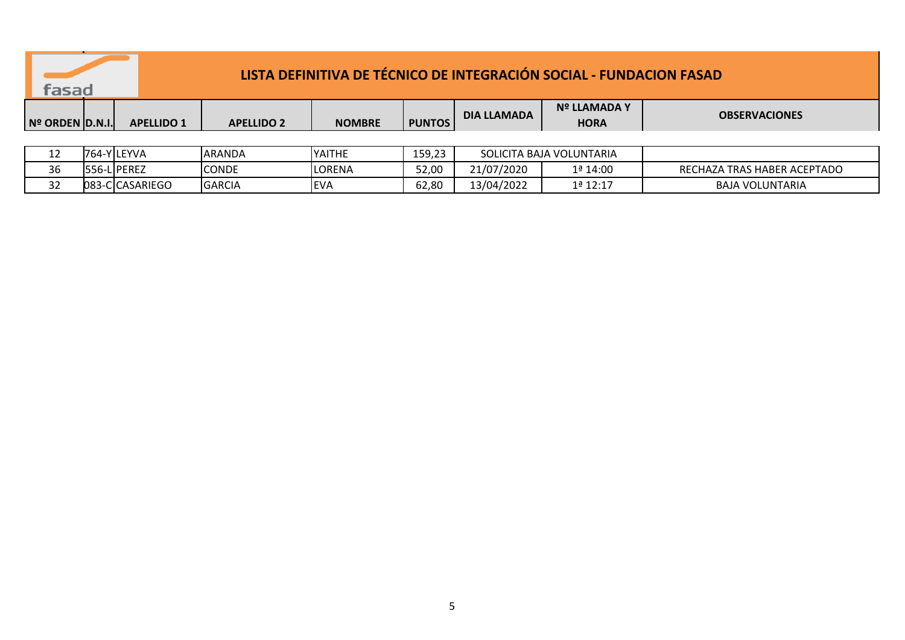# LISTA DEFINITIVA DE TÉCNICO DE INTEGRACIÓN SOCIAL - FUNDACION FASAD

| Nº ORDEN | D.N.I. | APELLIDO 1 | APELLIDO 2 | NOMBRE | PUNTOS | DIA LLAMADA | Nº LLAMADA Y HORA | OBSERVACIONES |
|---|---|---|---|---|---|---|---|---|
| 12 | 764-Y | LEYVA | ARANDA | YAITHE | 159,23 | SOLICITA BAJA VOLUNTARIA | | |
| 36 | 556-L | PEREZ | CONDE | LORENA | 52,00 | 21/07/2020 | 1ª 14:00 | RECHAZA TRAS HABER ACEPTADO |
| 32 | 083-C | CASARIEGO | GARCIA | EVA | 62,80 | 13/04/2022 | 1ª 12:17 | BAJA VOLUNTARIA |